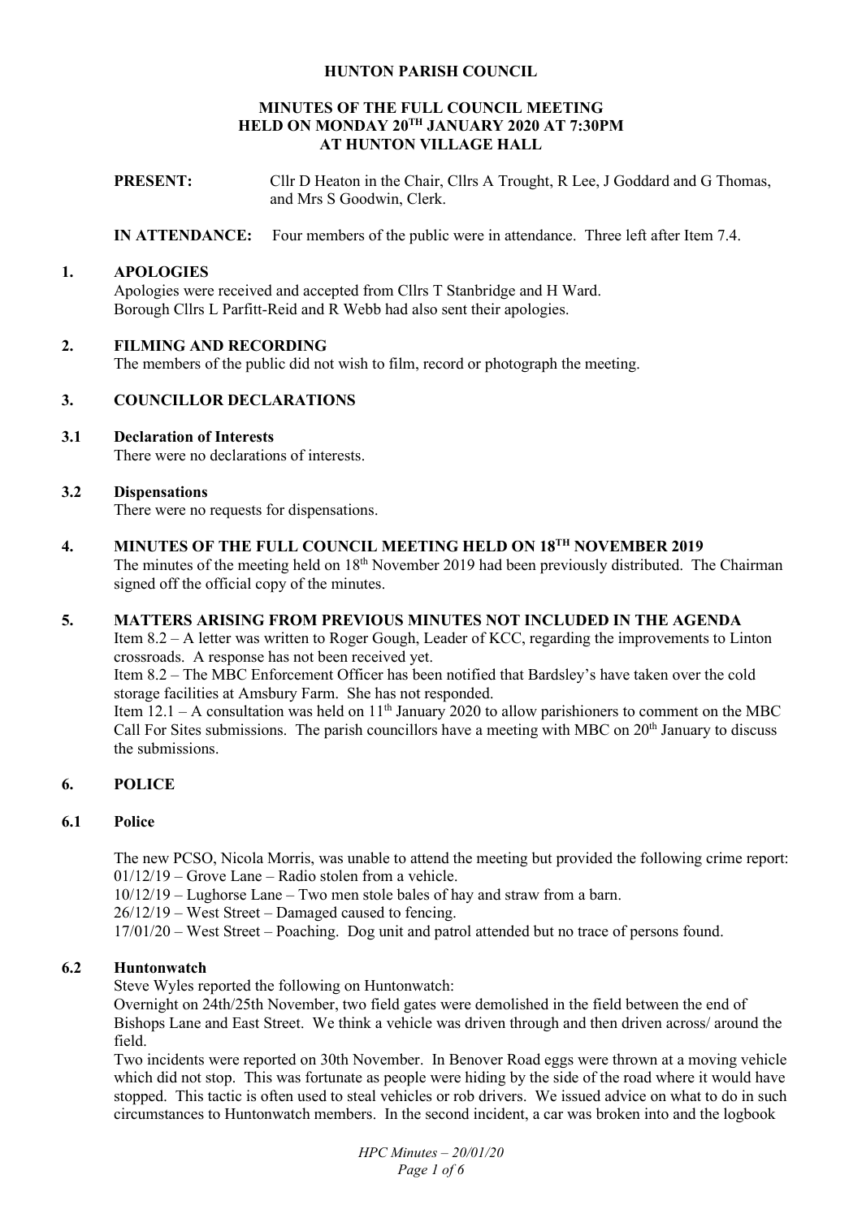# HUNTON PARISH COUNCIL

## MINUTES OF THE FULL COUNCIL MEETING HELD ON MONDAY 20TH JANUARY 2020 AT 7:30PM AT HUNTON VILLAGE HALL

**PRESENT:** Cllr D Heaton in the Chair, Cllrs A Trought, R Lee, J Goddard and G Thomas, and Mrs S Goodwin, Clerk.

**IN ATTENDANCE:** Four members of the public were in attendance. Three left after Item 7.4.

## 1. APOLOGIES

Apologies were received and accepted from Cllrs T Stanbridge and H Ward.
Borough Cllrs L Parfitt-Reid and R Webb had also sent their apologies.

## 2. FILMING AND RECORDING

The members of the public did not wish to film, record or photograph the meeting.

## 3. COUNCILLOR DECLARATIONS

### 3.1 Declaration of Interests

There were no declarations of interests.

### 3.2 Dispensations

There were no requests for dispensations.

## 4. MINUTES OF THE FULL COUNCIL MEETING HELD ON 18TH NOVEMBER 2019

The minutes of the meeting held on 18th November 2019 had been previously distributed. The Chairman signed off the official copy of the minutes.

## 5. MATTERS ARISING FROM PREVIOUS MINUTES NOT INCLUDED IN THE AGENDA

Item 8.2 – A letter was written to Roger Gough, Leader of KCC, regarding the improvements to Linton crossroads. A response has not been received yet.

Item 8.2 – The MBC Enforcement Officer has been notified that Bardsley's have taken over the cold storage facilities at Amsbury Farm. She has not responded.

Item 12.1 – A consultation was held on 11th January 2020 to allow parishioners to comment on the MBC Call For Sites submissions. The parish councillors have a meeting with MBC on 20th January to discuss the submissions.

## 6. POLICE

### 6.1 Police

The new PCSO, Nicola Morris, was unable to attend the meeting but provided the following crime report:

01/12/19 – Grove Lane – Radio stolen from a vehicle.

10/12/19 – Lughorse Lane – Two men stole bales of hay and straw from a barn.

26/12/19 – West Street – Damaged caused to fencing.

17/01/20 – West Street – Poaching. Dog unit and patrol attended but no trace of persons found.

### 6.2 Huntonwatch

Steve Wyles reported the following on Huntonwatch:

Overnight on 24th/25th November, two field gates were demolished in the field between the end of Bishops Lane and East Street. We think a vehicle was driven through and then driven across/ around the field.

Two incidents were reported on 30th November. In Benover Road eggs were thrown at a moving vehicle which did not stop. This was fortunate as people were hiding by the side of the road where it would have stopped. This tactic is often used to steal vehicles or rob drivers. We issued advice on what to do in such circumstances to Huntonwatch members. In the second incident, a car was broken into and the logbook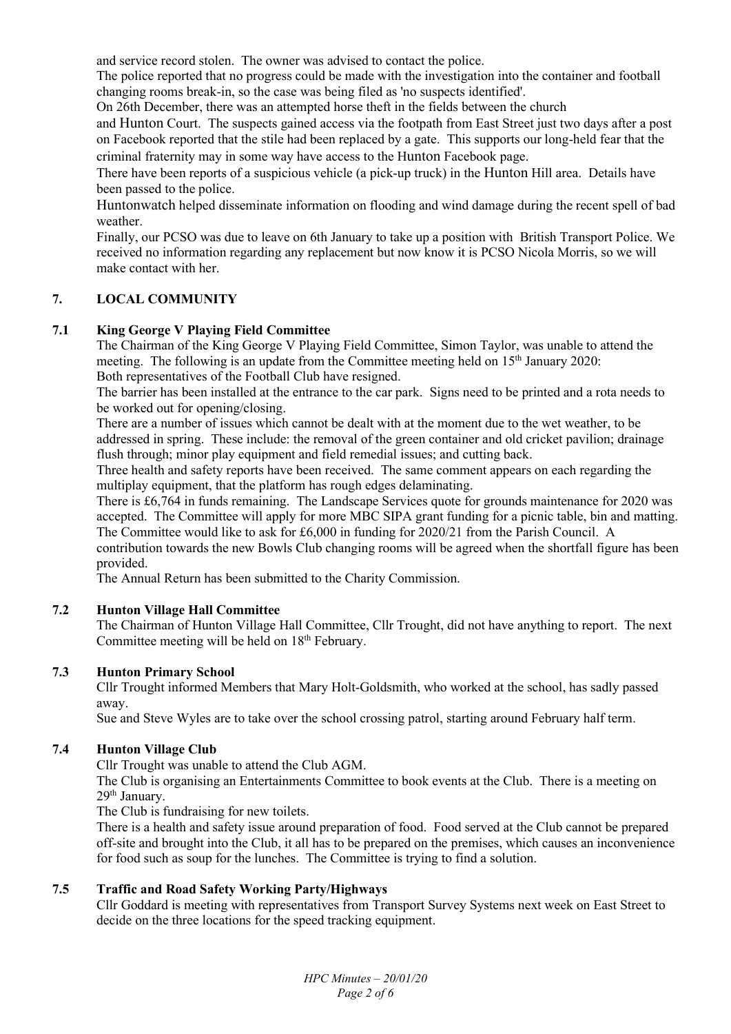and service record stolen. The owner was advised to contact the police.

The police reported that no progress could be made with the investigation into the container and football changing rooms break-in, so the case was being filed as 'no suspects identified'.

On 26th December, there was an attempted horse theft in the fields between the church and Hunton Court. The suspects gained access via the footpath from East Street just two days after a post on Facebook reported that the stile had been replaced by a gate. This supports our long-held fear that the criminal fraternity may in some way have access to the Hunton Facebook page.

There have been reports of a suspicious vehicle (a pick-up truck) in the Hunton Hill area. Details have been passed to the police.

Huntonwatch helped disseminate information on flooding and wind damage during the recent spell of bad weather.

Finally, our PCSO was due to leave on 6th January to take up a position with British Transport Police. We received no information regarding any replacement but now know it is PCSO Nicola Morris, so we will make contact with her.

## 7. LOCAL COMMUNITY

### 7.1 King George V Playing Field Committee

The Chairman of the King George V Playing Field Committee, Simon Taylor, was unable to attend the meeting. The following is an update from the Committee meeting held on 15th January 2020:

Both representatives of the Football Club have resigned.

The barrier has been installed at the entrance to the car park. Signs need to be printed and a rota needs to be worked out for opening/closing.

There are a number of issues which cannot be dealt with at the moment due to the wet weather, to be addressed in spring. These include: the removal of the green container and old cricket pavilion; drainage flush through; minor play equipment and field remedial issues; and cutting back.

Three health and safety reports have been received. The same comment appears on each regarding the multiplay equipment, that the platform has rough edges delaminating.

There is £6,764 in funds remaining. The Landscape Services quote for grounds maintenance for 2020 was accepted. The Committee will apply for more MBC SIPA grant funding for a picnic table, bin and matting.

The Committee would like to ask for £6,000 in funding for 2020/21 from the Parish Council. A contribution towards the new Bowls Club changing rooms will be agreed when the shortfall figure has been provided.

The Annual Return has been submitted to the Charity Commission.

### 7.2 Hunton Village Hall Committee

The Chairman of Hunton Village Hall Committee, Cllr Trought, did not have anything to report. The next Committee meeting will be held on 18th February.

### 7.3 Hunton Primary School

Cllr Trought informed Members that Mary Holt-Goldsmith, who worked at the school, has sadly passed away.

Sue and Steve Wyles are to take over the school crossing patrol, starting around February half term.

### 7.4 Hunton Village Club

Cllr Trought was unable to attend the Club AGM.

The Club is organising an Entertainments Committee to book events at the Club. There is a meeting on 29th January.

The Club is fundraising for new toilets.

There is a health and safety issue around preparation of food. Food served at the Club cannot be prepared off-site and brought into the Club, it all has to be prepared on the premises, which causes an inconvenience for food such as soup for the lunches. The Committee is trying to find a solution.

### 7.5 Traffic and Road Safety Working Party/Highways

Cllr Goddard is meeting with representatives from Transport Survey Systems next week on East Street to decide on the three locations for the speed tracking equipment.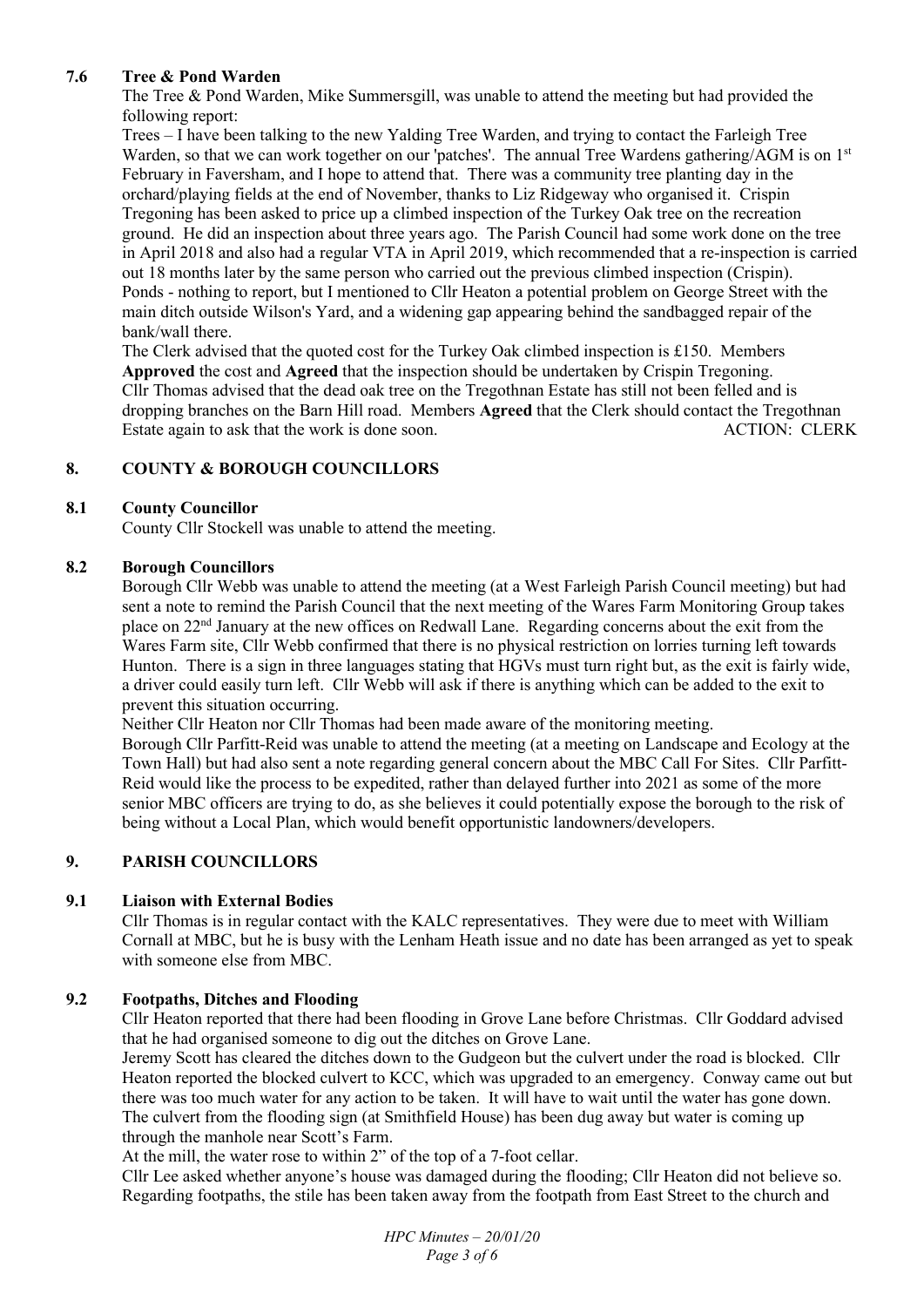### 7.6 Tree & Pond Warden

The Tree & Pond Warden, Mike Summersgill, was unable to attend the meeting but had provided the following report:

Trees – I have been talking to the new Yalding Tree Warden, and trying to contact the Farleigh Tree Warden, so that we can work together on our 'patches'. The annual Tree Wardens gathering/AGM is on 1st February in Faversham, and I hope to attend that. There was a community tree planting day in the orchard/playing fields at the end of November, thanks to Liz Ridgeway who organised it. Crispin Tregoning has been asked to price up a climbed inspection of the Turkey Oak tree on the recreation ground. He did an inspection about three years ago. The Parish Council had some work done on the tree in April 2018 and also had a regular VTA in April 2019, which recommended that a re-inspection is carried out 18 months later by the same person who carried out the previous climbed inspection (Crispin).

Ponds - nothing to report, but I mentioned to Cllr Heaton a potential problem on George Street with the main ditch outside Wilson's Yard, and a widening gap appearing behind the sandbagged repair of the bank/wall there.

The Clerk advised that the quoted cost for the Turkey Oak climbed inspection is £150. Members **Approved** the cost and **Agreed** that the inspection should be undertaken by Crispin Tregoning.

Cllr Thomas advised that the dead oak tree on the Tregothnan Estate has still not been felled and is dropping branches on the Barn Hill road. Members **Agreed** that the Clerk should contact the Tregothnan Estate again to ask that the work is done soon. ACTION: CLERK

## 8. COUNTY & BOROUGH COUNCILLORS

### 8.1 County Councillor

County Cllr Stockell was unable to attend the meeting.

### 8.2 Borough Councillors

Borough Cllr Webb was unable to attend the meeting (at a West Farleigh Parish Council meeting) but had sent a note to remind the Parish Council that the next meeting of the Wares Farm Monitoring Group takes place on 22nd January at the new offices on Redwall Lane. Regarding concerns about the exit from the Wares Farm site, Cllr Webb confirmed that there is no physical restriction on lorries turning left towards Hunton. There is a sign in three languages stating that HGVs must turn right but, as the exit is fairly wide, a driver could easily turn left. Cllr Webb will ask if there is anything which can be added to the exit to prevent this situation occurring.

Neither Cllr Heaton nor Cllr Thomas had been made aware of the monitoring meeting.

Borough Cllr Parfitt-Reid was unable to attend the meeting (at a meeting on Landscape and Ecology at the Town Hall) but had also sent a note regarding general concern about the MBC Call For Sites. Cllr Parfitt-Reid would like the process to be expedited, rather than delayed further into 2021 as some of the more senior MBC officers are trying to do, as she believes it could potentially expose the borough to the risk of being without a Local Plan, which would benefit opportunistic landowners/developers.

## 9. PARISH COUNCILLORS

### 9.1 Liaison with External Bodies

Cllr Thomas is in regular contact with the KALC representatives. They were due to meet with William Cornall at MBC, but he is busy with the Lenham Heath issue and no date has been arranged as yet to speak with someone else from MBC.

### 9.2 Footpaths, Ditches and Flooding

Cllr Heaton reported that there had been flooding in Grove Lane before Christmas. Cllr Goddard advised that he had organised someone to dig out the ditches on Grove Lane.

Jeremy Scott has cleared the ditches down to the Gudgeon but the culvert under the road is blocked. Cllr Heaton reported the blocked culvert to KCC, which was upgraded to an emergency. Conway came out but there was too much water for any action to be taken. It will have to wait until the water has gone down. The culvert from the flooding sign (at Smithfield House) has been dug away but water is coming up through the manhole near Scott's Farm.

At the mill, the water rose to within 2" of the top of a 7-foot cellar.

Cllr Lee asked whether anyone's house was damaged during the flooding; Cllr Heaton did not believe so.

Regarding footpaths, the stile has been taken away from the footpath from East Street to the church and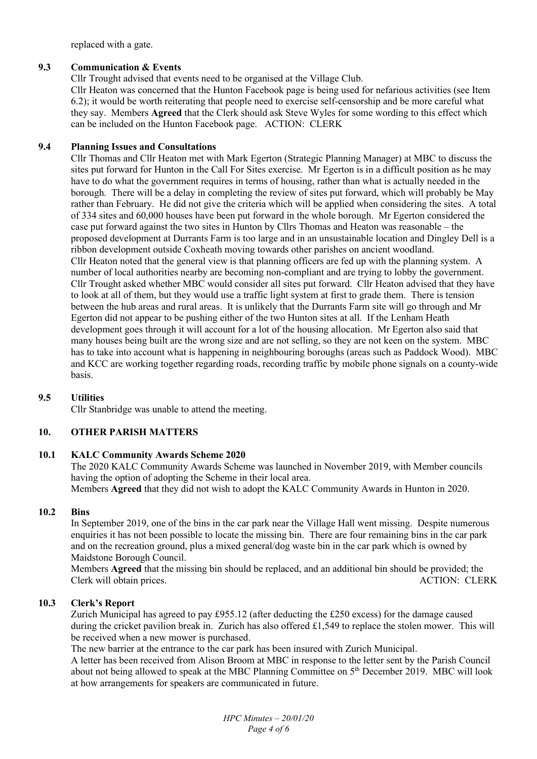replaced with a gate.

### 9.3 Communication & Events

Cllr Trought advised that events need to be organised at the Village Club.

Cllr Heaton was concerned that the Hunton Facebook page is being used for nefarious activities (see Item 6.2); it would be worth reiterating that people need to exercise self-censorship and be more careful what they say. Members **Agreed** that the Clerk should ask Steve Wyles for some wording to this effect which can be included on the Hunton Facebook page. ACTION: CLERK

### 9.4 Planning Issues and Consultations

Cllr Thomas and Cllr Heaton met with Mark Egerton (Strategic Planning Manager) at MBC to discuss the sites put forward for Hunton in the Call For Sites exercise. Mr Egerton is in a difficult position as he may have to do what the government requires in terms of housing, rather than what is actually needed in the borough. There will be a delay in completing the review of sites put forward, which will probably be May rather than February. He did not give the criteria which will be applied when considering the sites. A total of 334 sites and 60,000 houses have been put forward in the whole borough. Mr Egerton considered the case put forward against the two sites in Hunton by Cllrs Thomas and Heaton was reasonable – the proposed development at Durrants Farm is too large and in an unsustainable location and Dingley Dell is a ribbon development outside Coxheath moving towards other parishes on ancient woodland.

Cllr Heaton noted that the general view is that planning officers are fed up with the planning system. A number of local authorities nearby are becoming non-compliant and are trying to lobby the government. Cllr Trought asked whether MBC would consider all sites put forward. Cllr Heaton advised that they have to look at all of them, but they would use a traffic light system at first to grade them. There is tension between the hub areas and rural areas. It is unlikely that the Durrants Farm site will go through and Mr Egerton did not appear to be pushing either of the two Hunton sites at all. If the Lenham Heath development goes through it will account for a lot of the housing allocation. Mr Egerton also said that many houses being built are the wrong size and are not selling, so they are not keen on the system. MBC has to take into account what is happening in neighbouring boroughs (areas such as Paddock Wood). MBC and KCC are working together regarding roads, recording traffic by mobile phone signals on a county-wide basis.

### 9.5 Utilities

Cllr Stanbridge was unable to attend the meeting.

## 10. OTHER PARISH MATTERS

### 10.1 KALC Community Awards Scheme 2020

The 2020 KALC Community Awards Scheme was launched in November 2019, with Member councils having the option of adopting the Scheme in their local area.

Members **Agreed** that they did not wish to adopt the KALC Community Awards in Hunton in 2020.

### 10.2 Bins

In September 2019, one of the bins in the car park near the Village Hall went missing. Despite numerous enquiries it has not been possible to locate the missing bin. There are four remaining bins in the car park and on the recreation ground, plus a mixed general/dog waste bin in the car park which is owned by Maidstone Borough Council.

Members **Agreed** that the missing bin should be replaced, and an additional bin should be provided; the Clerk will obtain prices. ACTION: CLERK

### 10.3 Clerk's Report

Zurich Municipal has agreed to pay £955.12 (after deducting the £250 excess) for the damage caused during the cricket pavilion break in. Zurich has also offered £1,549 to replace the stolen mower. This will be received when a new mower is purchased.

The new barrier at the entrance to the car park has been insured with Zurich Municipal.

A letter has been received from Alison Broom at MBC in response to the letter sent by the Parish Council about not being allowed to speak at the MBC Planning Committee on 5th December 2019. MBC will look at how arrangements for speakers are communicated in future.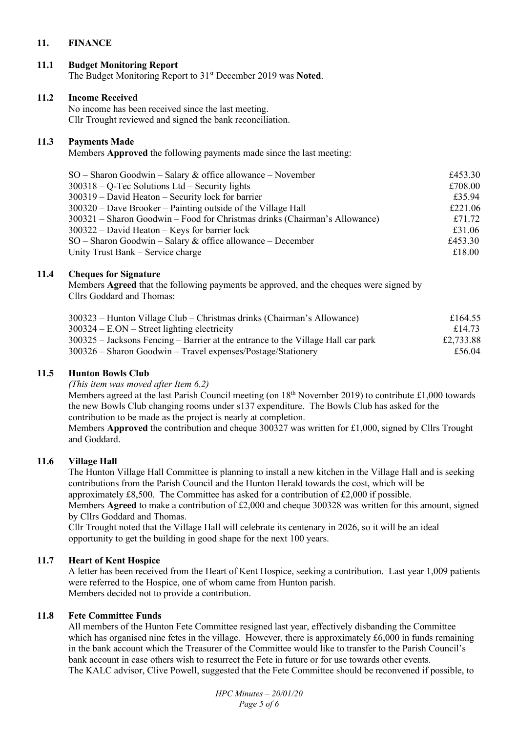## 11. FINANCE

### 11.1 Budget Monitoring Report

The Budget Monitoring Report to 31st December 2019 was **Noted**.

### 11.2 Income Received

No income has been received since the last meeting.
Cllr Trought reviewed and signed the bank reconciliation.

### 11.3 Payments Made

Members **Approved** the following payments made since the last meeting:

| | |
|---|---|
| SO – Sharon Goodwin – Salary & office allowance – November | £453.30 |
| 300318 – Q-Tec Solutions Ltd – Security lights | £708.00 |
| 300319 – David Heaton – Security lock for barrier | £35.94 |
| 300320 – Dave Brooker – Painting outside of the Village Hall | £221.06 |
| 300321 – Sharon Goodwin – Food for Christmas drinks (Chairman's Allowance) | £71.72 |
| 300322 – David Heaton – Keys for barrier lock | £31.06 |
| SO – Sharon Goodwin – Salary & office allowance – December | £453.30 |
| Unity Trust Bank – Service charge | £18.00 |

### 11.4 Cheques for Signature

Members **Agreed** that the following payments be approved, and the cheques were signed by Cllrs Goddard and Thomas:

| | |
|---|---|
| 300323 – Hunton Village Club – Christmas drinks (Chairman's Allowance) | £164.55 |
| 300324 – E.ON – Street lighting electricity | £14.73 |
| 300325 – Jacksons Fencing – Barrier at the entrance to the Village Hall car park | £2,733.88 |
| 300326 – Sharon Goodwin – Travel expenses/Postage/Stationery | £56.04 |

### 11.5 Hunton Bowls Club

*(This item was moved after Item 6.2)*

Members agreed at the last Parish Council meeting (on 18th November 2019) to contribute £1,000 towards the new Bowls Club changing rooms under s137 expenditure. The Bowls Club has asked for the contribution to be made as the project is nearly at completion.

Members **Approved** the contribution and cheque 300327 was written for £1,000, signed by Cllrs Trought and Goddard.

### 11.6 Village Hall

The Hunton Village Hall Committee is planning to install a new kitchen in the Village Hall and is seeking contributions from the Parish Council and the Hunton Herald towards the cost, which will be approximately £8,500. The Committee has asked for a contribution of £2,000 if possible.

Members **Agreed** to make a contribution of £2,000 and cheque 300328 was written for this amount, signed by Cllrs Goddard and Thomas.

Cllr Trought noted that the Village Hall will celebrate its centenary in 2026, so it will be an ideal opportunity to get the building in good shape for the next 100 years.

### 11.7 Heart of Kent Hospice

A letter has been received from the Heart of Kent Hospice, seeking a contribution. Last year 1,009 patients were referred to the Hospice, one of whom came from Hunton parish.

Members decided not to provide a contribution.

### 11.8 Fete Committee Funds

All members of the Hunton Fete Committee resigned last year, effectively disbanding the Committee which has organised nine fetes in the village. However, there is approximately £6,000 in funds remaining in the bank account which the Treasurer of the Committee would like to transfer to the Parish Council's bank account in case others wish to resurrect the Fete in future or for use towards other events.

The KALC advisor, Clive Powell, suggested that the Fete Committee should be reconvened if possible, to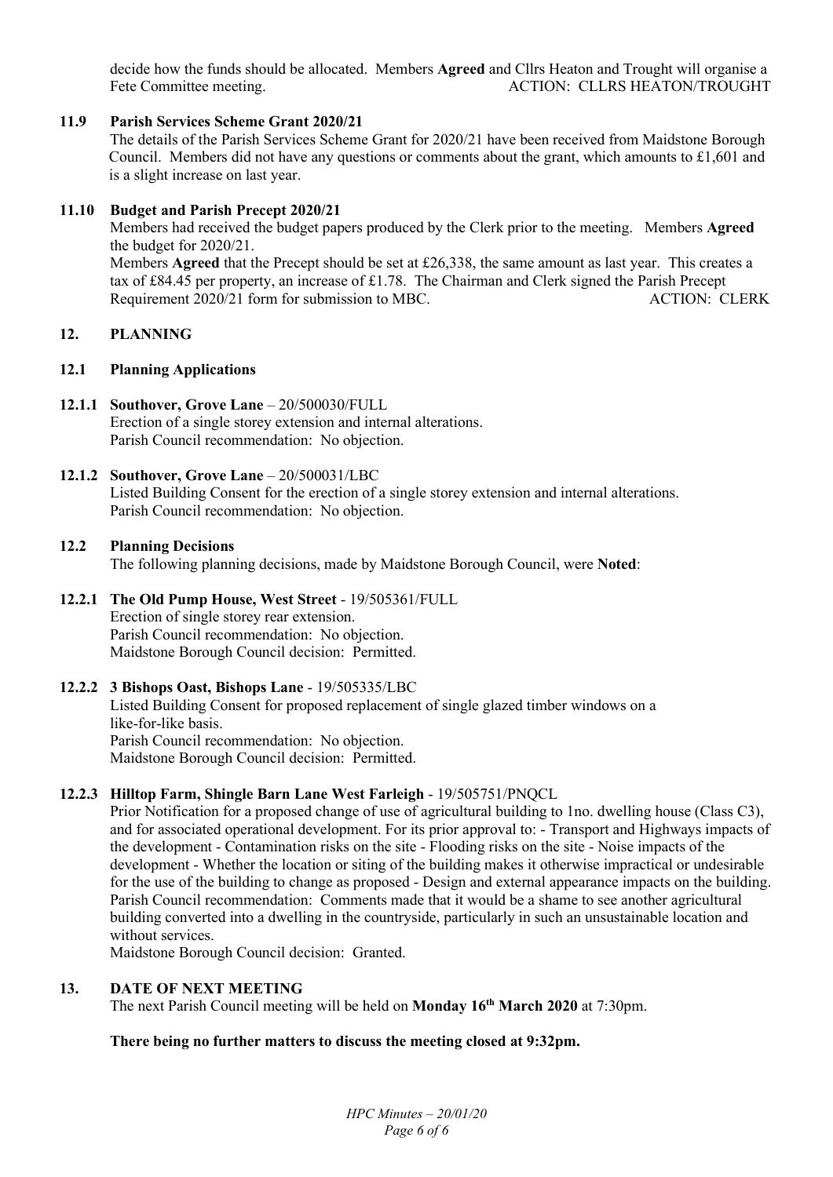decide how the funds should be allocated. Members **Agreed** and Cllrs Heaton and Trought will organise a Fete Committee meeting. ACTION: CLLRS HEATON/TROUGHT

### 11.9 Parish Services Scheme Grant 2020/21

The details of the Parish Services Scheme Grant for 2020/21 have been received from Maidstone Borough Council. Members did not have any questions or comments about the grant, which amounts to £1,601 and is a slight increase on last year.

### 11.10 Budget and Parish Precept 2020/21

Members had received the budget papers produced by the Clerk prior to the meeting. Members **Agreed** the budget for 2020/21.

Members **Agreed** that the Precept should be set at £26,338, the same amount as last year. This creates a tax of £84.45 per property, an increase of £1.78. The Chairman and Clerk signed the Parish Precept Requirement 2020/21 form for submission to MBC. ACTION: CLERK

## 12. PLANNING

### 12.1 Planning Applications

**12.1.1 Southover, Grove Lane** – 20/500030/FULL
Erection of a single storey extension and internal alterations.
Parish Council recommendation: No objection.

**12.1.2 Southover, Grove Lane** – 20/500031/LBC
Listed Building Consent for the erection of a single storey extension and internal alterations.
Parish Council recommendation: No objection.

### 12.2 Planning Decisions

The following planning decisions, made by Maidstone Borough Council, were **Noted**:

**12.2.1 The Old Pump House, West Street** - 19/505361/FULL
Erection of single storey rear extension.
Parish Council recommendation: No objection.
Maidstone Borough Council decision: Permitted.

**12.2.2 3 Bishops Oast, Bishops Lane** - 19/505335/LBC
Listed Building Consent for proposed replacement of single glazed timber windows on a like-for-like basis.
Parish Council recommendation: No objection.
Maidstone Borough Council decision: Permitted.

**12.2.3 Hilltop Farm, Shingle Barn Lane West Farleigh** - 19/505751/PNQCL
Prior Notification for a proposed change of use of agricultural building to 1no. dwelling house (Class C3), and for associated operational development. For its prior approval to: - Transport and Highways impacts of the development - Contamination risks on the site - Flooding risks on the site - Noise impacts of the development - Whether the location or siting of the building makes it otherwise impractical or undesirable for the use of the building to change as proposed - Design and external appearance impacts on the building.
Parish Council recommendation: Comments made that it would be a shame to see another agricultural building converted into a dwelling in the countryside, particularly in such an unsustainable location and without services.
Maidstone Borough Council decision: Granted.

## 13. DATE OF NEXT MEETING

The next Parish Council meeting will be held on **Monday 16th March 2020** at 7:30pm.

**There being no further matters to discuss the meeting closed at 9:32pm.**